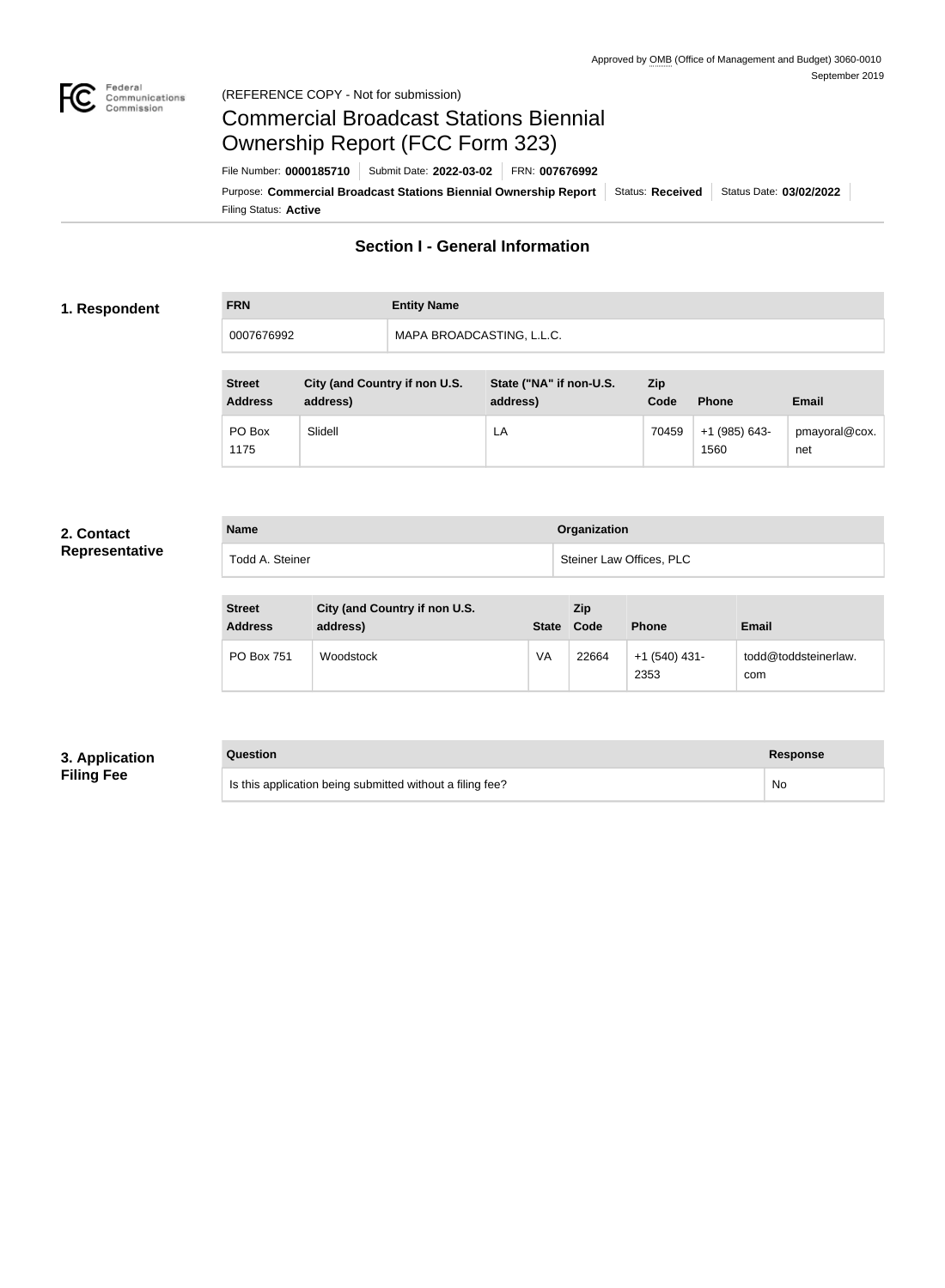Approved by OMB (Office of Management and Budget) 3060-0010
September 2019

(REFERENCE COPY - Not for submission)

# Commercial Broadcast Stations Biennial Ownership Report (FCC Form 323)

File Number: **0000185710** | Submit Date: **2022-03-02** | FRN: **007676992**

Purpose: **Commercial Broadcast Stations Biennial Ownership Report** | Status: **Received** | Status Date: **03/02/2022**

Filing Status: **Active**

## Section I - General Information

### 1. Respondent

| FRN | Entity Name |
| --- | --- |
| 0007676992 | MAPA BROADCASTING, L.L.C. |

| Street Address | City (and Country if non U.S. address) | State ("NA" if non-U.S. address) | Zip Code | Phone | Email |
| --- | --- | --- | --- | --- | --- |
| PO Box 1175 | Slidell | LA | 70459 | +1 (985) 643-1560 | pmayoral@cox.net |

### 2. Contact Representative

| Name | Organization |
| --- | --- |
| Todd A. Steiner | Steiner Law Offices, PLC |

| Street Address | City (and Country if non U.S. address) | State | Zip Code | Phone | Email |
| --- | --- | --- | --- | --- | --- |
| PO Box 751 | Woodstock | VA | 22664 | +1 (540) 431-2353 | todd@toddsteinerlaw.com |

### 3. Application Filing Fee

| Question | Response |
| --- | --- |
| Is this application being submitted without a filing fee? | No |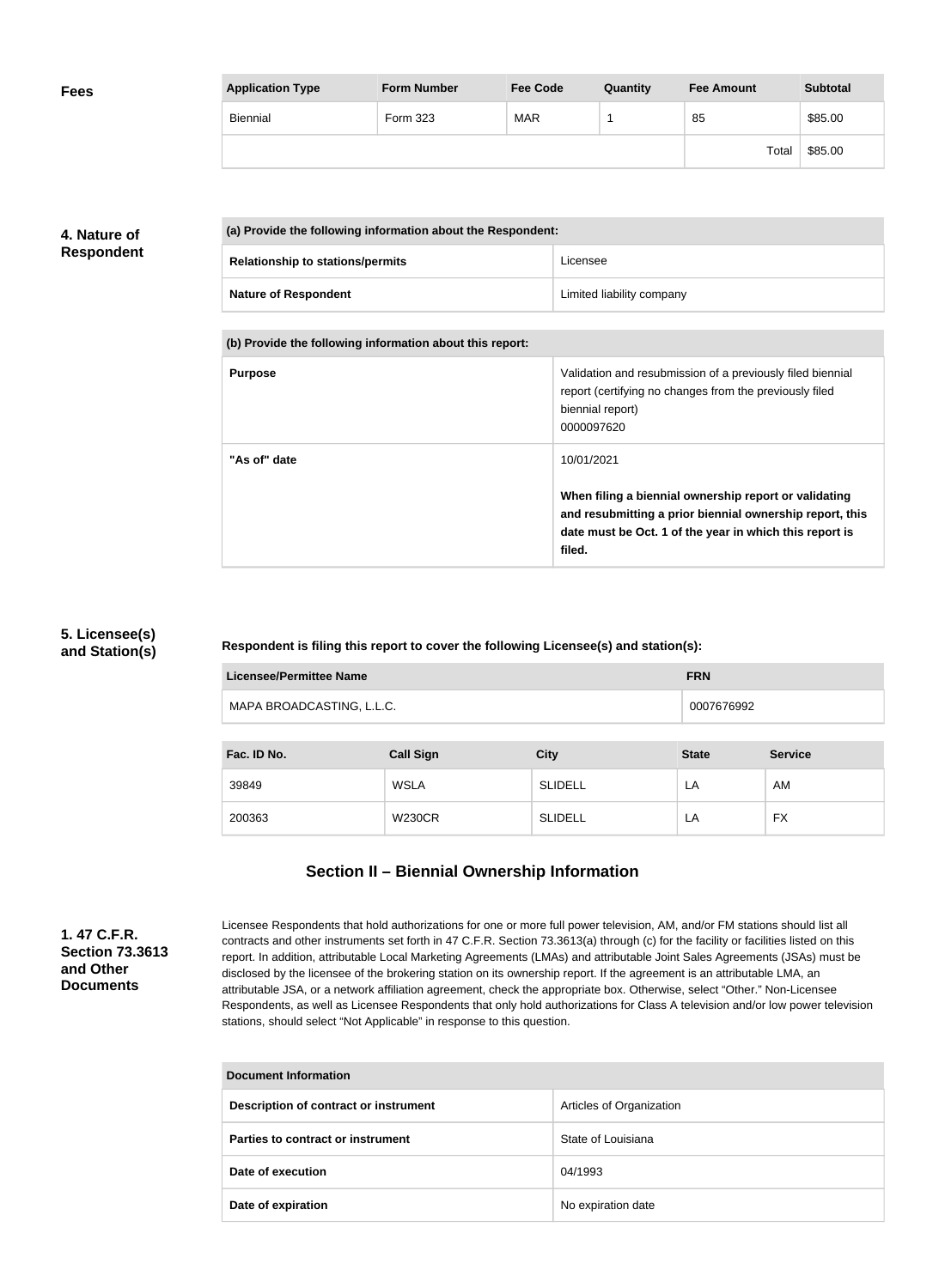**Fees**

| Application Type | Form Number | Fee Code | Quantity | Fee Amount | Subtotal |
|---|---|---|---|---|---|
| Biennial | Form 323 | MAR | 1 | 85 | $85.00 |
| | | | | Total | $85.00 |

**4. Nature of Respondent**

| (a) Provide the following information about the Respondent: | |
|---|---|
| **Relationship to stations/permits** | Licensee |
| **Nature of Respondent** | Limited liability company |

| (b) Provide the following information about this report: | |
|---|---|
| **Purpose** | Validation and resubmission of a previously filed biennial report (certifying no changes from the previously filed biennial report)<br>0000097620 |
| **"As of" date** | 10/01/2021<br><br>**When filing a biennial ownership report or validating and resubmitting a prior biennial ownership report, this date must be Oct. 1 of the year in which this report is filed.** |

**5. Licensee(s) and Station(s)**

**Respondent is filing this report to cover the following Licensee(s) and station(s):**

| Licensee/Permittee Name | FRN |
|---|---|
| MAPA BROADCASTING, L.L.C. | 0007676992 |

| Fac. ID No. | Call Sign | City | State | Service |
|---|---|---|---|---|
| 39849 | WSLA | SLIDELL | LA | AM |
| 200363 | W230CR | SLIDELL | LA | FX |

## Section II – Biennial Ownership Information

**1. 47 C.F.R. Section 73.3613 and Other Documents**

Licensee Respondents that hold authorizations for one or more full power television, AM, and/or FM stations should list all contracts and other instruments set forth in 47 C.F.R. Section 73.3613(a) through (c) for the facility or facilities listed on this report. In addition, attributable Local Marketing Agreements (LMAs) and attributable Joint Sales Agreements (JSAs) must be disclosed by the licensee of the brokering station on its ownership report. If the agreement is an attributable LMA, an attributable JSA, or a network affiliation agreement, check the appropriate box. Otherwise, select "Other." Non-Licensee Respondents, as well as Licensee Respondents that only hold authorizations for Class A television and/or low power television stations, should select "Not Applicable" in response to this question.

| Document Information | |
|---|---|
| **Description of contract or instrument** | Articles of Organization |
| **Parties to contract or instrument** | State of Louisiana |
| **Date of execution** | 04/1993 |
| **Date of expiration** | No expiration date |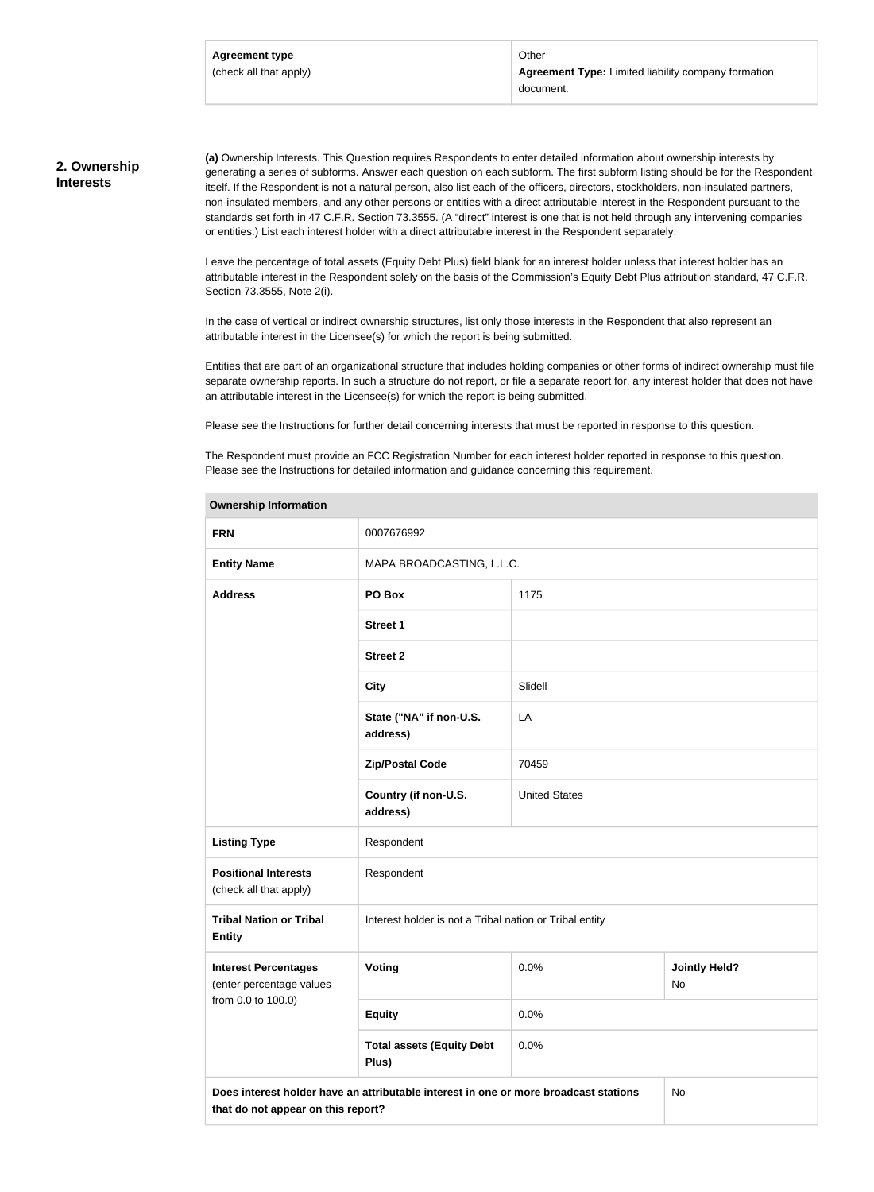| Agreement type (check all that apply) | Other **Agreement Type:** Limited liability company formation document. |
|---|---|

## 2. Ownership Interests

**(a)** Ownership Interests. This Question requires Respondents to enter detailed information about ownership interests by generating a series of subforms. Answer each question on each subform. The first subform listing should be for the Respondent itself. If the Respondent is not a natural person, also list each of the officers, directors, stockholders, non-insulated partners, non-insulated members, and any other persons or entities with a direct attributable interest in the Respondent pursuant to the standards set forth in 47 C.F.R. Section 73.3555. (A "direct" interest is one that is not held through any intervening companies or entities.) List each interest holder with a direct attributable interest in the Respondent separately.

Leave the percentage of total assets (Equity Debt Plus) field blank for an interest holder unless that interest holder has an attributable interest in the Respondent solely on the basis of the Commission's Equity Debt Plus attribution standard, 47 C.F.R. Section 73.3555, Note 2(i).

In the case of vertical or indirect ownership structures, list only those interests in the Respondent that also represent an attributable interest in the Licensee(s) for which the report is being submitted.

Entities that are part of an organizational structure that includes holding companies or other forms of indirect ownership must file separate ownership reports. In such a structure do not report, or file a separate report for, any interest holder that does not have an attributable interest in the Licensee(s) for which the report is being submitted.

Please see the Instructions for further detail concerning interests that must be reported in response to this question.

The Respondent must provide an FCC Registration Number for each interest holder reported in response to this question. Please see the Instructions for detailed information and guidance concerning this requirement.

| Ownership Information | | | |
|---|---|---|---|
| **FRN** | 0007676992 | | |
| **Entity Name** | MAPA BROADCASTING, L.L.C. | | |
| **Address** | **PO Box** | 1175 | |
| | **Street 1** | | |
| | **Street 2** | | |
| | **City** | Slidell | |
| | **State ("NA" if non-U.S. address)** | LA | |
| | **Zip/Postal Code** | 70459 | |
| | **Country (if non-U.S. address)** | United States | |
| **Listing Type** | Respondent | | |
| **Positional Interests** (check all that apply) | Respondent | | |
| **Tribal Nation or Tribal Entity** | Interest holder is not a Tribal nation or Tribal entity | | |
| **Interest Percentages** (enter percentage values from 0.0 to 100.0) | **Voting** | 0.0% | **Jointly Held?** No |
| | **Equity** | 0.0% | |
| | **Total assets (Equity Debt Plus)** | 0.0% | |
| **Does interest holder have an attributable interest in one or more broadcast stations that do not appear on this report?** | | | No |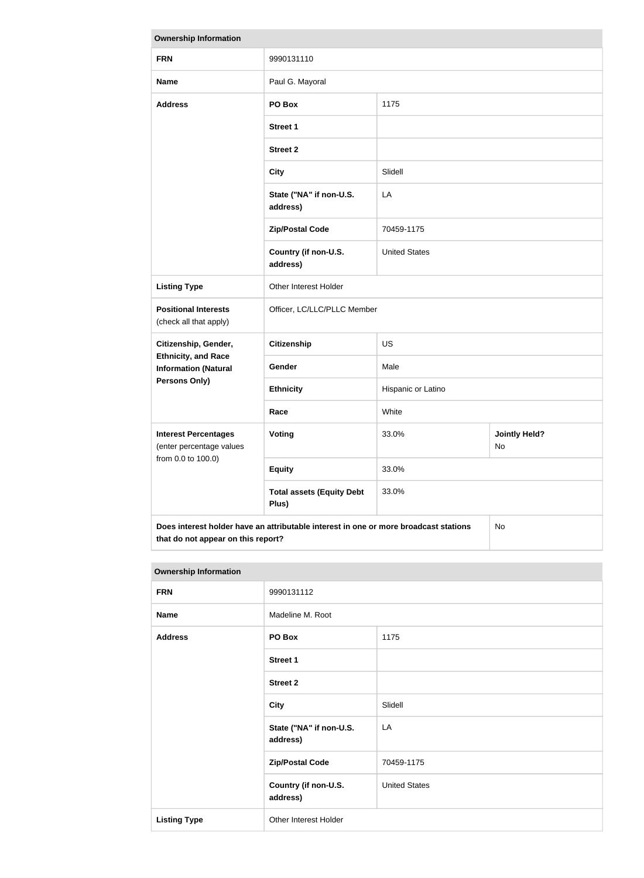| Ownership Information | | | |
|---|---|---|---|
| **FRN** | 9990131110 | | |
| **Name** | Paul G. Mayoral | | |
| **Address** | **PO Box** | 1175 | |
| | **Street 1** | | |
| | **Street 2** | | |
| | **City** | Slidell | |
| | **State ("NA" if non-U.S. address)** | LA | |
| | **Zip/Postal Code** | 70459-1175 | |
| | **Country (if non-U.S. address)** | United States | |
| **Listing Type** | Other Interest Holder | | |
| **Positional Interests** (check all that apply) | Officer, LC/LLC/PLLC Member | | |
| **Citizenship, Gender, Ethnicity, and Race Information (Natural Persons Only)** | **Citizenship** | US | |
| | **Gender** | Male | |
| | **Ethnicity** | Hispanic or Latino | |
| | **Race** | White | |
| **Interest Percentages** (enter percentage values from 0.0 to 100.0) | **Voting** | 33.0% | **Jointly Held?** No |
| | **Equity** | 33.0% | |
| | **Total assets (Equity Debt Plus)** | 33.0% | |
| **Does interest holder have an attributable interest in one or more broadcast stations that do not appear on this report?** | | | No |

| Ownership Information | | |
|---|---|---|
| **FRN** | 9990131112 | |
| **Name** | Madeline M. Root | |
| **Address** | **PO Box** | 1175 |
| | **Street 1** | |
| | **Street 2** | |
| | **City** | Slidell |
| | **State ("NA" if non-U.S. address)** | LA |
| | **Zip/Postal Code** | 70459-1175 |
| | **Country (if non-U.S. address)** | United States |
| **Listing Type** | Other Interest Holder | |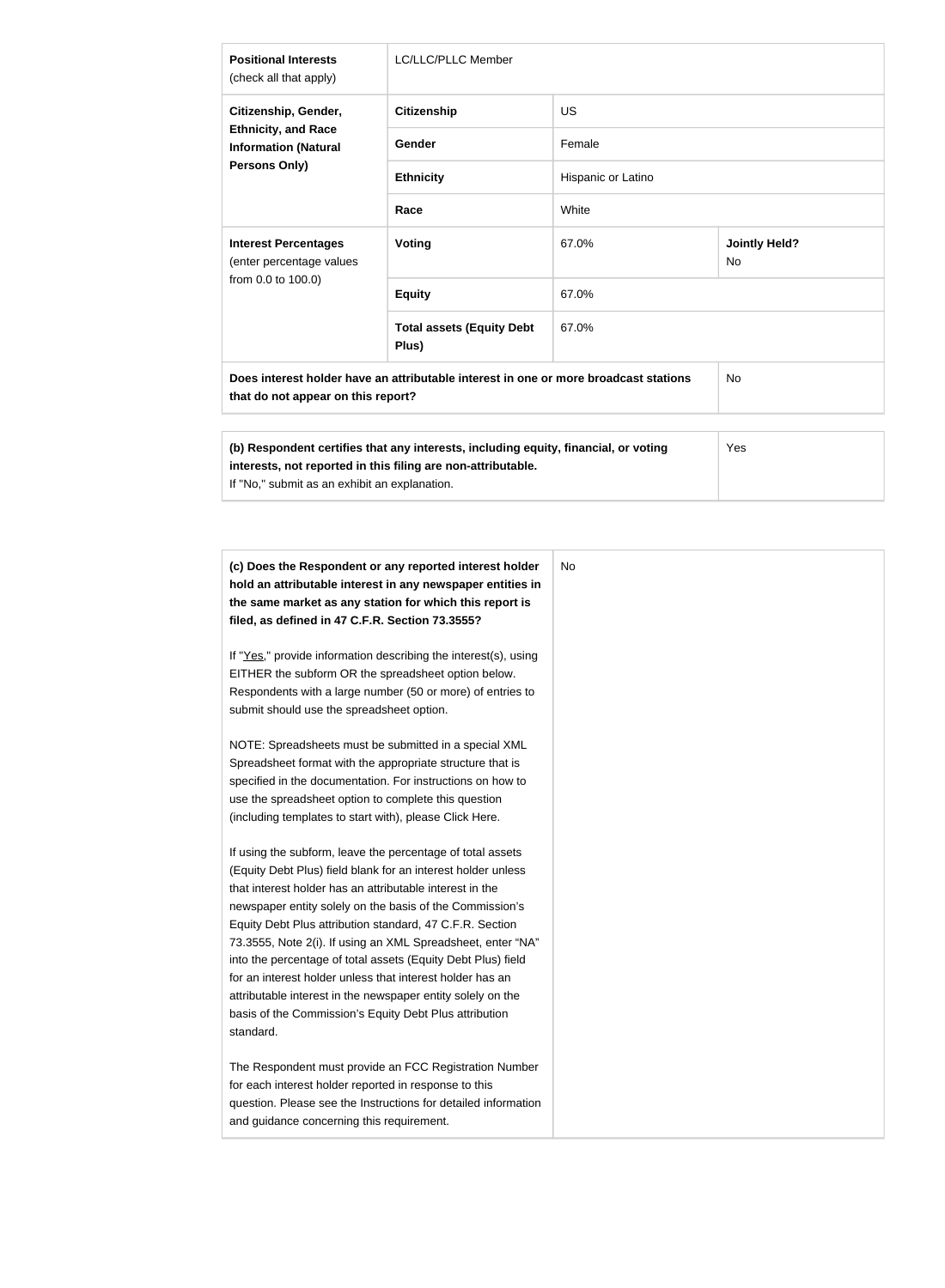| | | | |
|---|---|---|---|
| **Positional Interests** (check all that apply) | LC/LLC/PLLC Member | | |
| **Citizenship, Gender, Ethnicity, and Race Information (Natural Persons Only)** | **Citizenship** | US | |
| | **Gender** | Female | |
| | **Ethnicity** | Hispanic or Latino | |
| | **Race** | White | |
| **Interest Percentages** (enter percentage values from 0.0 to 100.0) | **Voting** | 67.0% | **Jointly Held?** No |
| | **Equity** | 67.0% | |
| | **Total assets (Equity Debt Plus)** | 67.0% | |
| **Does interest holder have an attributable interest in one or more broadcast stations that do not appear on this report?** | | | No |

| | |
|---|---|
| **(b) Respondent certifies that any interests, including equity, financial, or voting interests, not reported in this filing are non-attributable.** If "No," submit as an exhibit an explanation. | Yes |

| | |
|---|---|
| **(c) Does the Respondent or any reported interest holder hold an attributable interest in any newspaper entities in the same market as any station for which this report is filed, as defined in 47 C.F.R. Section 73.3555?**<br><br>If "Yes," provide information describing the interest(s), using EITHER the subform OR the spreadsheet option below. Respondents with a large number (50 or more) of entries to submit should use the spreadsheet option.<br><br>NOTE: Spreadsheets must be submitted in a special XML Spreadsheet format with the appropriate structure that is specified in the documentation. For instructions on how to use the spreadsheet option to complete this question (including templates to start with), please Click Here.<br><br>If using the subform, leave the percentage of total assets (Equity Debt Plus) field blank for an interest holder unless that interest holder has an attributable interest in the newspaper entity solely on the basis of the Commission's Equity Debt Plus attribution standard, 47 C.F.R. Section 73.3555, Note 2(i). If using an XML Spreadsheet, enter "NA" into the percentage of total assets (Equity Debt Plus) field for an interest holder unless that interest holder has an attributable interest in the newspaper entity solely on the basis of the Commission's Equity Debt Plus attribution standard.<br><br>The Respondent must provide an FCC Registration Number for each interest holder reported in response to this question. Please see the Instructions for detailed information and guidance concerning this requirement. | No |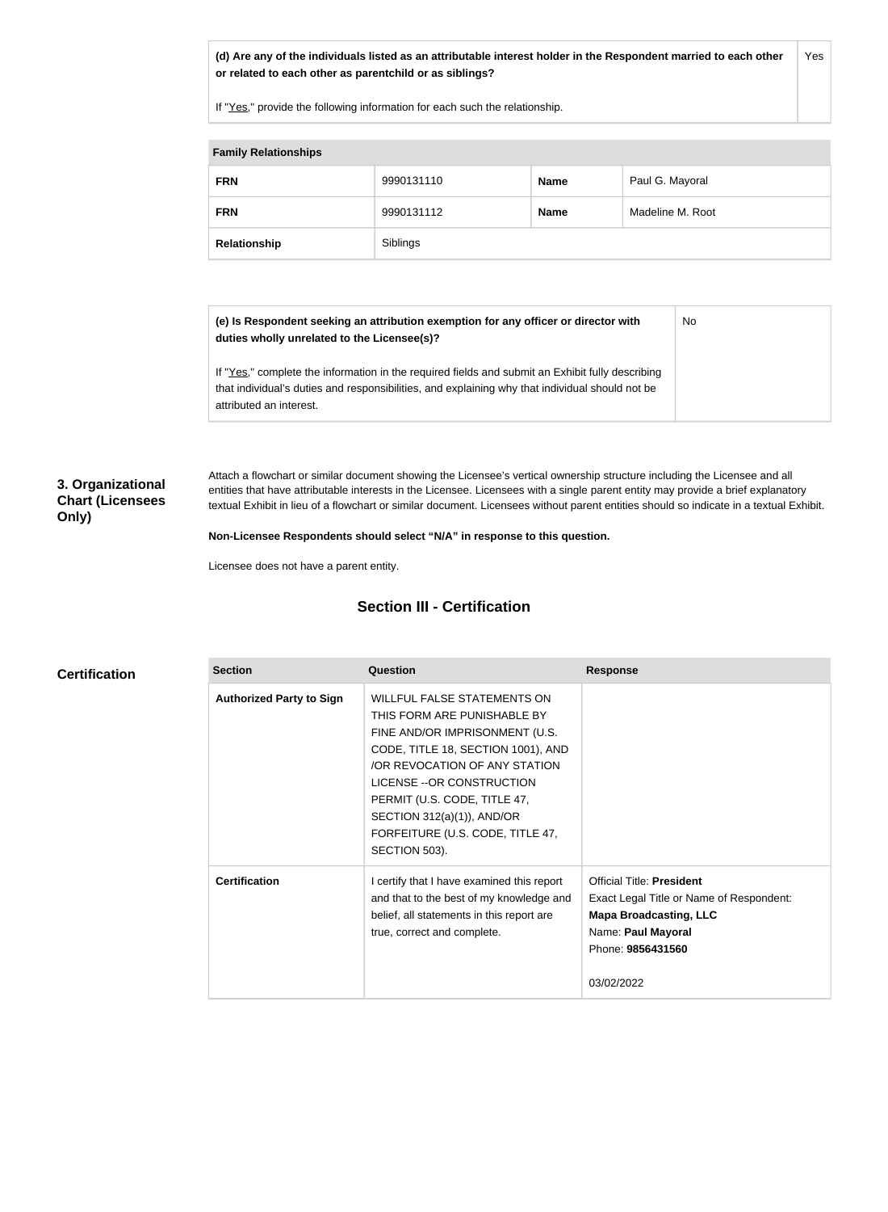| (d) Are any of the individuals listed as an attributable interest holder in the Respondent married to each other or related to each other as parentchild or as siblings?<br><br>If "Yes," provide the following information for each such the relationship. | Yes |
|---|---|

| Family Relationships | | | |
|---|---|---|---|
| **FRN** | 9990131110 | **Name** | Paul G. Mayoral |
| **FRN** | 9990131112 | **Name** | Madeline M. Root |
| **Relationship** | Siblings | | |

| (e) Is Respondent seeking an attribution exemption for any officer or director with duties wholly unrelated to the Licensee(s)?<br><br>If "Yes," complete the information in the required fields and submit an Exhibit fully describing that individual's duties and responsibilities, and explaining why that individual should not be attributed an interest. | No |
|---|---|

**3. Organizational Chart (Licensees Only)**

Attach a flowchart or similar document showing the Licensee's vertical ownership structure including the Licensee and all entities that have attributable interests in the Licensee. Licensees with a single parent entity may provide a brief explanatory textual Exhibit in lieu of a flowchart or similar document. Licensees without parent entities should so indicate in a textual Exhibit.

**Non-Licensee Respondents should select "N/A" in response to this question.**

Licensee does not have a parent entity.

## Section III - Certification

**Certification**

| Section | Question | Response |
|---|---|---|
| **Authorized Party to Sign** | WILLFUL FALSE STATEMENTS ON THIS FORM ARE PUNISHABLE BY FINE AND/OR IMPRISONMENT (U.S. CODE, TITLE 18, SECTION 1001), AND /OR REVOCATION OF ANY STATION LICENSE --OR CONSTRUCTION PERMIT (U.S. CODE, TITLE 47, SECTION 312(a)(1)), AND/OR FORFEITURE (U.S. CODE, TITLE 47, SECTION 503). | |
| **Certification** | I certify that I have examined this report and that to the best of my knowledge and belief, all statements in this report are true, correct and complete. | Official Title: **President**<br>Exact Legal Title or Name of Respondent: **Mapa Broadcasting, LLC**<br>Name: **Paul Mayoral**<br>Phone: **9856431560**<br><br>03/02/2022 |